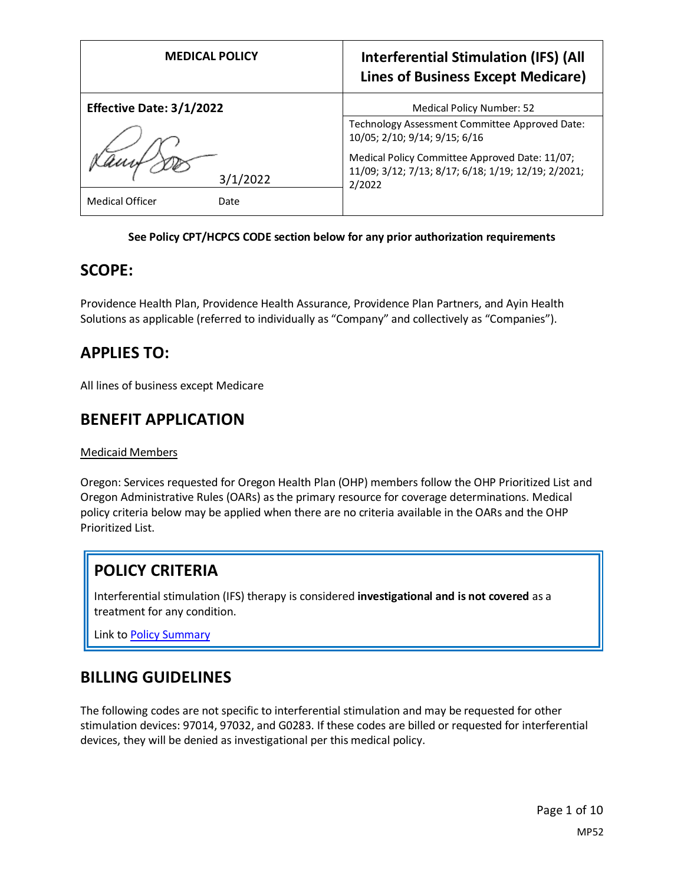| MEDICAL POLICY | Interferential Stimulation (IFS) (All Lines of Business Except Medicare) |
| --- | --- |
| **Effective Date: 3/1/2022** | Medical Policy Number: 52 |
| 3/1/2022 | Technology Assessment Committee Approved Date: 10/05; 2/10; 9/14; 9/15; 6/16<br><br>Medical Policy Committee Approved Date: 11/07; 11/09; 3/12; 7/13; 8/17; 6/18; 1/19; 12/19; 2/2021; 2/2022 |
| Medical Officer Date | |

**See Policy CPT/HCPCS CODE section below for any prior authorization requirements**

## SCOPE:

Providence Health Plan, Providence Health Assurance, Providence Plan Partners, and Ayin Health Solutions as applicable (referred to individually as "Company" and collectively as "Companies").

## APPLIES TO:

All lines of business except Medicare

## BENEFIT APPLICATION

Medicaid Members

Oregon: Services requested for Oregon Health Plan (OHP) members follow the OHP Prioritized List and Oregon Administrative Rules (OARs) as the primary resource for coverage determinations. Medical policy criteria below may be applied when there are no criteria available in the OARs and the OHP Prioritized List.

## POLICY CRITERIA

Interferential stimulation (IFS) therapy is considered **investigational and is not covered** as a treatment for any condition.

Link to Policy Summary

## BILLING GUIDELINES

The following codes are not specific to interferential stimulation and may be requested for other stimulation devices: 97014, 97032, and G0283. If these codes are billed or requested for interferential devices, they will be denied as investigational per this medical policy.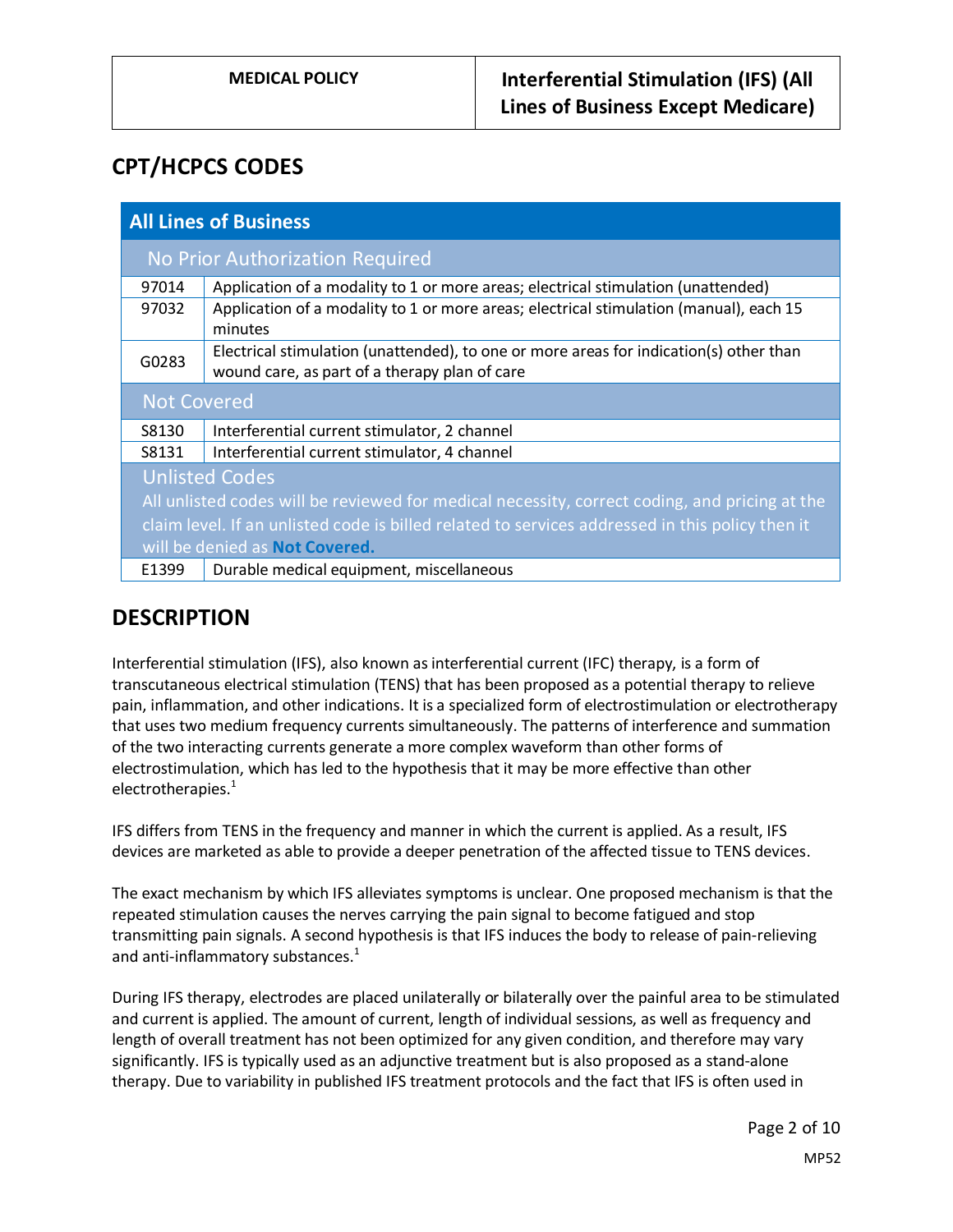## CPT/HCPCS CODES

| All Lines of Business | |
|---|---|
| **No Prior Authorization Required** | |
| 97014 | Application of a modality to 1 or more areas; electrical stimulation (unattended) |
| 97032 | Application of a modality to 1 or more areas; electrical stimulation (manual), each 15 minutes |
| G0283 | Electrical stimulation (unattended), to one or more areas for indication(s) other than wound care, as part of a therapy plan of care |
| **Not Covered** | |
| S8130 | Interferential current stimulator, 2 channel |
| S8131 | Interferential current stimulator, 4 channel |
| **Unlisted Codes** All unlisted codes will be reviewed for medical necessity, correct coding, and pricing at the claim level. If an unlisted code is billed related to services addressed in this policy then it will be denied as **Not Covered.** | |
| E1399 | Durable medical equipment, miscellaneous |

## DESCRIPTION

Interferential stimulation (IFS), also known as interferential current (IFC) therapy, is a form of transcutaneous electrical stimulation (TENS) that has been proposed as a potential therapy to relieve pain, inflammation, and other indications. It is a specialized form of electrostimulation or electrotherapy that uses two medium frequency currents simultaneously. The patterns of interference and summation of the two interacting currents generate a more complex waveform than other forms of electrostimulation, which has led to the hypothesis that it may be more effective than other electrotherapies.[1]

IFS differs from TENS in the frequency and manner in which the current is applied. As a result, IFS devices are marketed as able to provide a deeper penetration of the affected tissue to TENS devices.

The exact mechanism by which IFS alleviates symptoms is unclear. One proposed mechanism is that the repeated stimulation causes the nerves carrying the pain signal to become fatigued and stop transmitting pain signals. A second hypothesis is that IFS induces the body to release of pain-relieving and anti-inflammatory substances.[1]

During IFS therapy, electrodes are placed unilaterally or bilaterally over the painful area to be stimulated and current is applied. The amount of current, length of individual sessions, as well as frequency and length of overall treatment has not been optimized for any given condition, and therefore may vary significantly. IFS is typically used as an adjunctive treatment but is also proposed as a stand-alone therapy. Due to variability in published IFS treatment protocols and the fact that IFS is often used in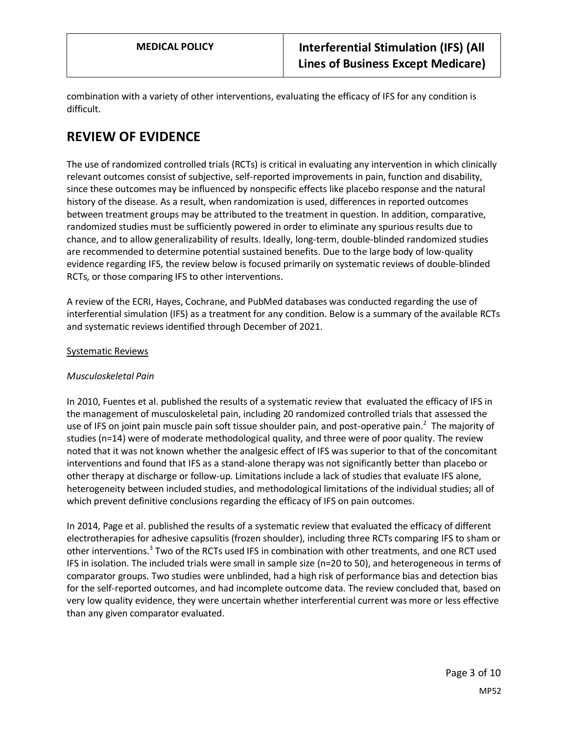combination with a variety of other interventions, evaluating the efficacy of IFS for any condition is difficult.

# REVIEW OF EVIDENCE

The use of randomized controlled trials (RCTs) is critical in evaluating any intervention in which clinically relevant outcomes consist of subjective, self-reported improvements in pain, function and disability, since these outcomes may be influenced by nonspecific effects like placebo response and the natural history of the disease. As a result, when randomization is used, differences in reported outcomes between treatment groups may be attributed to the treatment in question. In addition, comparative, randomized studies must be sufficiently powered in order to eliminate any spurious results due to chance, and to allow generalizability of results. Ideally, long-term, double-blinded randomized studies are recommended to determine potential sustained benefits. Due to the large body of low-quality evidence regarding IFS, the review below is focused primarily on systematic reviews of double-blinded RCTs, or those comparing IFS to other interventions.

A review of the ECRI, Hayes, Cochrane, and PubMed databases was conducted regarding the use of interferential simulation (IFS) as a treatment for any condition. Below is a summary of the available RCTs and systematic reviews identified through December of 2021.

Systematic Reviews

*Musculoskeletal Pain*

In 2010, Fuentes et al. published the results of a systematic review that evaluated the efficacy of IFS in the management of musculoskeletal pain, including 20 randomized controlled trials that assessed the use of IFS on joint pain muscle pain soft tissue shoulder pain, and post-operative pain.[2] The majority of studies (n=14) were of moderate methodological quality, and three were of poor quality. The review noted that it was not known whether the analgesic effect of IFS was superior to that of the concomitant interventions and found that IFS as a stand-alone therapy was not significantly better than placebo or other therapy at discharge or follow-up. Limitations include a lack of studies that evaluate IFS alone, heterogeneity between included studies, and methodological limitations of the individual studies; all of which prevent definitive conclusions regarding the efficacy of IFS on pain outcomes.

In 2014, Page et al. published the results of a systematic review that evaluated the efficacy of different electrotherapies for adhesive capsulitis (frozen shoulder), including three RCTs comparing IFS to sham or other interventions.[3] Two of the RCTs used IFS in combination with other treatments, and one RCT used IFS in isolation. The included trials were small in sample size (n=20 to 50), and heterogeneous in terms of comparator groups. Two studies were unblinded, had a high risk of performance bias and detection bias for the self-reported outcomes, and had incomplete outcome data. The review concluded that, based on very low quality evidence, they were uncertain whether interferential current was more or less effective than any given comparator evaluated.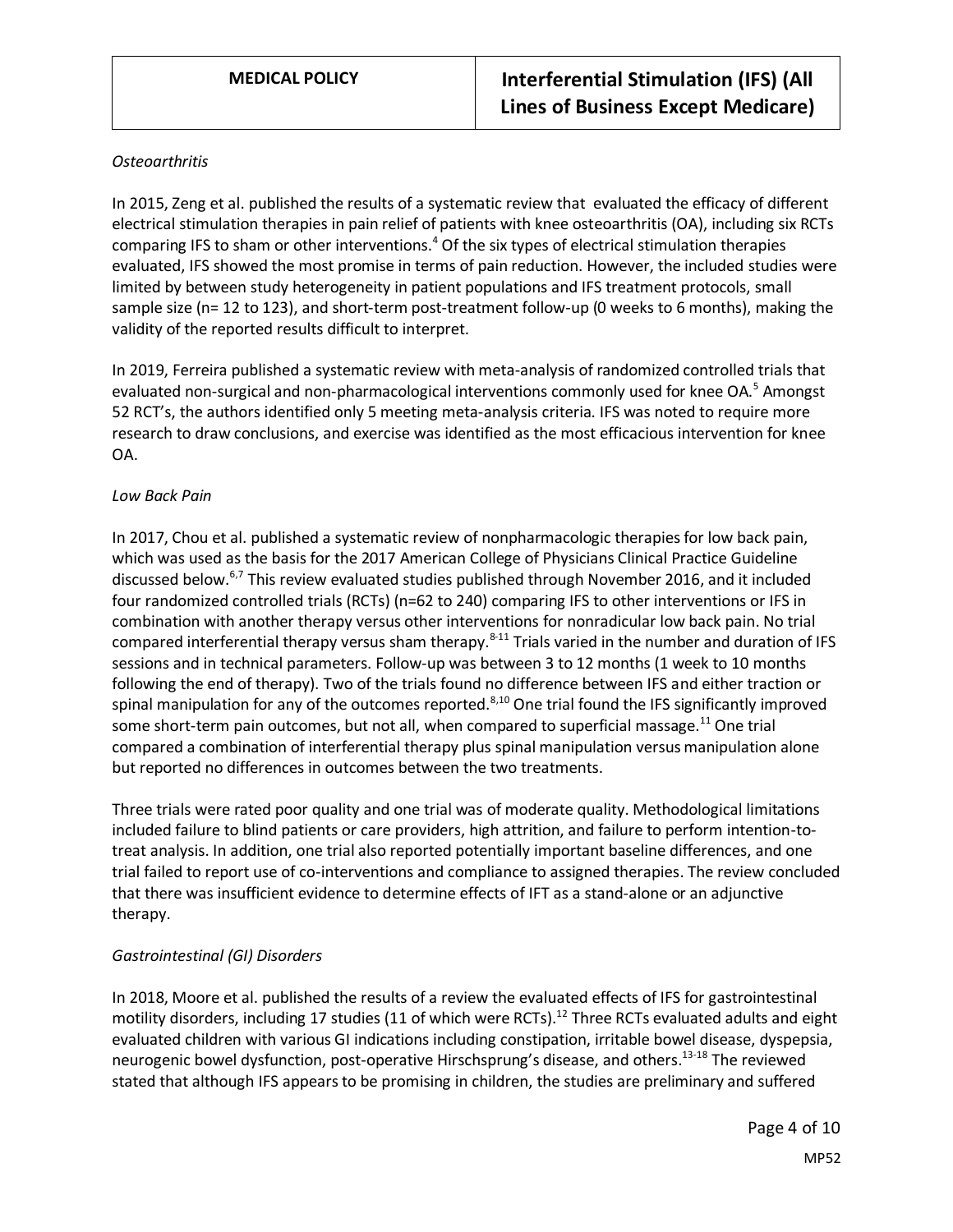*Osteoarthritis*

In 2015, Zeng et al. published the results of a systematic review that evaluated the efficacy of different electrical stimulation therapies in pain relief of patients with knee osteoarthritis (OA), including six RCTs comparing IFS to sham or other interventions.[4] Of the six types of electrical stimulation therapies evaluated, IFS showed the most promise in terms of pain reduction. However, the included studies were limited by between study heterogeneity in patient populations and IFS treatment protocols, small sample size (n= 12 to 123), and short-term post-treatment follow-up (0 weeks to 6 months), making the validity of the reported results difficult to interpret.

In 2019, Ferreira published a systematic review with meta-analysis of randomized controlled trials that evaluated non-surgical and non-pharmacological interventions commonly used for knee OA.[5] Amongst 52 RCT's, the authors identified only 5 meeting meta-analysis criteria. IFS was noted to require more research to draw conclusions, and exercise was identified as the most efficacious intervention for knee OA.

*Low Back Pain*

In 2017, Chou et al. published a systematic review of nonpharmacologic therapies for low back pain, which was used as the basis for the 2017 American College of Physicians Clinical Practice Guideline discussed below.[6,7] This review evaluated studies published through November 2016, and it included four randomized controlled trials (RCTs) (n=62 to 240) comparing IFS to other interventions or IFS in combination with another therapy versus other interventions for nonradicular low back pain. No trial compared interferential therapy versus sham therapy.[8-11] Trials varied in the number and duration of IFS sessions and in technical parameters. Follow-up was between 3 to 12 months (1 week to 10 months following the end of therapy). Two of the trials found no difference between IFS and either traction or spinal manipulation for any of the outcomes reported.[8,10] One trial found the IFS significantly improved some short-term pain outcomes, but not all, when compared to superficial massage.[11] One trial compared a combination of interferential therapy plus spinal manipulation versus manipulation alone but reported no differences in outcomes between the two treatments.

Three trials were rated poor quality and one trial was of moderate quality. Methodological limitations included failure to blind patients or care providers, high attrition, and failure to perform intention-to-treat analysis. In addition, one trial also reported potentially important baseline differences, and one trial failed to report use of co-interventions and compliance to assigned therapies. The review concluded that there was insufficient evidence to determine effects of IFT as a stand-alone or an adjunctive therapy.

*Gastrointestinal (GI) Disorders*

In 2018, Moore et al. published the results of a review the evaluated effects of IFS for gastrointestinal motility disorders, including 17 studies (11 of which were RCTs).[12] Three RCTs evaluated adults and eight evaluated children with various GI indications including constipation, irritable bowel disease, dyspepsia, neurogenic bowel dysfunction, post-operative Hirschsprung's disease, and others.[13-18] The reviewed stated that although IFS appears to be promising in children, the studies are preliminary and suffered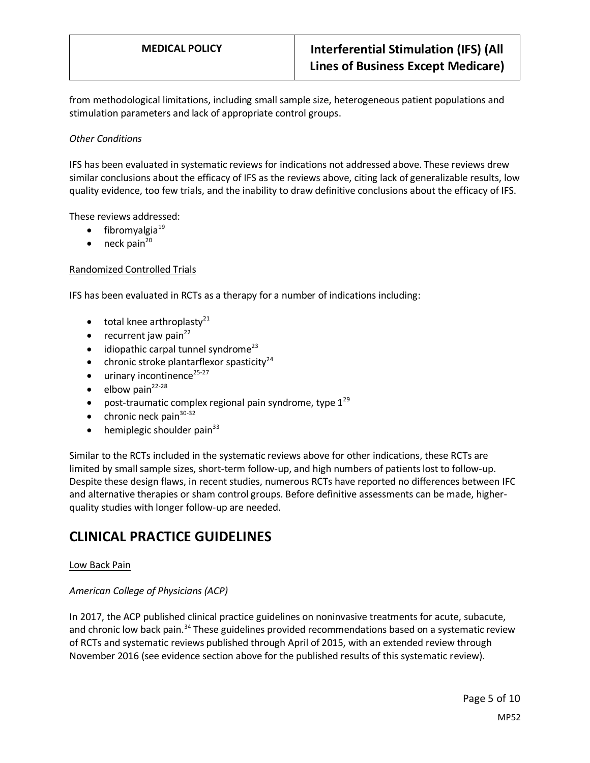from methodological limitations, including small sample size, heterogeneous patient populations and stimulation parameters and lack of appropriate control groups.

*Other Conditions*

IFS has been evaluated in systematic reviews for indications not addressed above. These reviews drew similar conclusions about the efficacy of IFS as the reviews above, citing lack of generalizable results, low quality evidence, too few trials, and the inability to draw definitive conclusions about the efficacy of IFS.

These reviews addressed:

- fibromyalgia[19]
- neck pain[20]

Randomized Controlled Trials

IFS has been evaluated in RCTs as a therapy for a number of indications including:

- total knee arthroplasty[21]
- recurrent jaw pain[22]
- idiopathic carpal tunnel syndrome[23]
- chronic stroke plantarflexor spasticity[24]
- urinary incontinence[25-27]
- elbow pain[22-28]
- post-traumatic complex regional pain syndrome, type 1[29]
- chronic neck pain[30-32]
- hemiplegic shoulder pain[33]

Similar to the RCTs included in the systematic reviews above for other indications, these RCTs are limited by small sample sizes, short-term follow-up, and high numbers of patients lost to follow-up. Despite these design flaws, in recent studies, numerous RCTs have reported no differences between IFC and alternative therapies or sham control groups. Before definitive assessments can be made, higher-quality studies with longer follow-up are needed.

## CLINICAL PRACTICE GUIDELINES

Low Back Pain

*American College of Physicians (ACP)*

In 2017, the ACP published clinical practice guidelines on noninvasive treatments for acute, subacute, and chronic low back pain.[34] These guidelines provided recommendations based on a systematic review of RCTs and systematic reviews published through April of 2015, with an extended review through November 2016 (see evidence section above for the published results of this systematic review).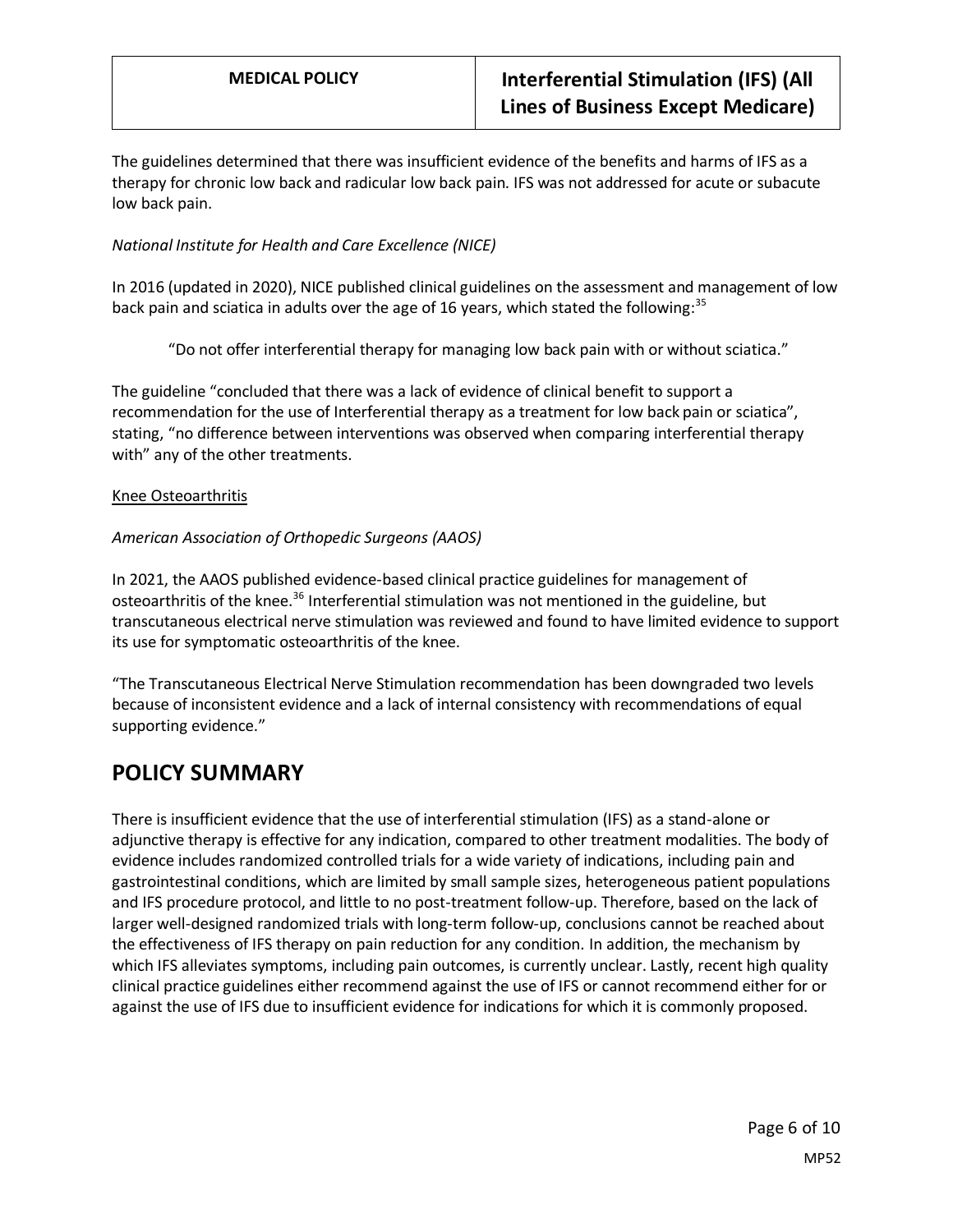The guidelines determined that there was insufficient evidence of the benefits and harms of IFS as a therapy for chronic low back and radicular low back pain. IFS was not addressed for acute or subacute low back pain.

*National Institute for Health and Care Excellence (NICE)*

In 2016 (updated in 2020), NICE published clinical guidelines on the assessment and management of low back pain and sciatica in adults over the age of 16 years, which stated the following:[35]

> "Do not offer interferential therapy for managing low back pain with or without sciatica."

The guideline "concluded that there was a lack of evidence of clinical benefit to support a recommendation for the use of Interferential therapy as a treatment for low back pain or sciatica", stating, "no difference between interventions was observed when comparing interferential therapy with" any of the other treatments.

<u>Knee Osteoarthritis</u>

*American Association of Orthopedic Surgeons (AAOS)*

In 2021, the AAOS published evidence-based clinical practice guidelines for management of osteoarthritis of the knee.[36] Interferential stimulation was not mentioned in the guideline, but transcutaneous electrical nerve stimulation was reviewed and found to have limited evidence to support its use for symptomatic osteoarthritis of the knee.

"The Transcutaneous Electrical Nerve Stimulation recommendation has been downgraded two levels because of inconsistent evidence and a lack of internal consistency with recommendations of equal supporting evidence."

# POLICY SUMMARY

There is insufficient evidence that the use of interferential stimulation (IFS) as a stand-alone or adjunctive therapy is effective for any indication, compared to other treatment modalities. The body of evidence includes randomized controlled trials for a wide variety of indications, including pain and gastrointestinal conditions, which are limited by small sample sizes, heterogeneous patient populations and IFS procedure protocol, and little to no post-treatment follow-up. Therefore, based on the lack of larger well-designed randomized trials with long-term follow-up, conclusions cannot be reached about the effectiveness of IFS therapy on pain reduction for any condition. In addition, the mechanism by which IFS alleviates symptoms, including pain outcomes, is currently unclear. Lastly, recent high quality clinical practice guidelines either recommend against the use of IFS or cannot recommend either for or against the use of IFS due to insufficient evidence for indications for which it is commonly proposed.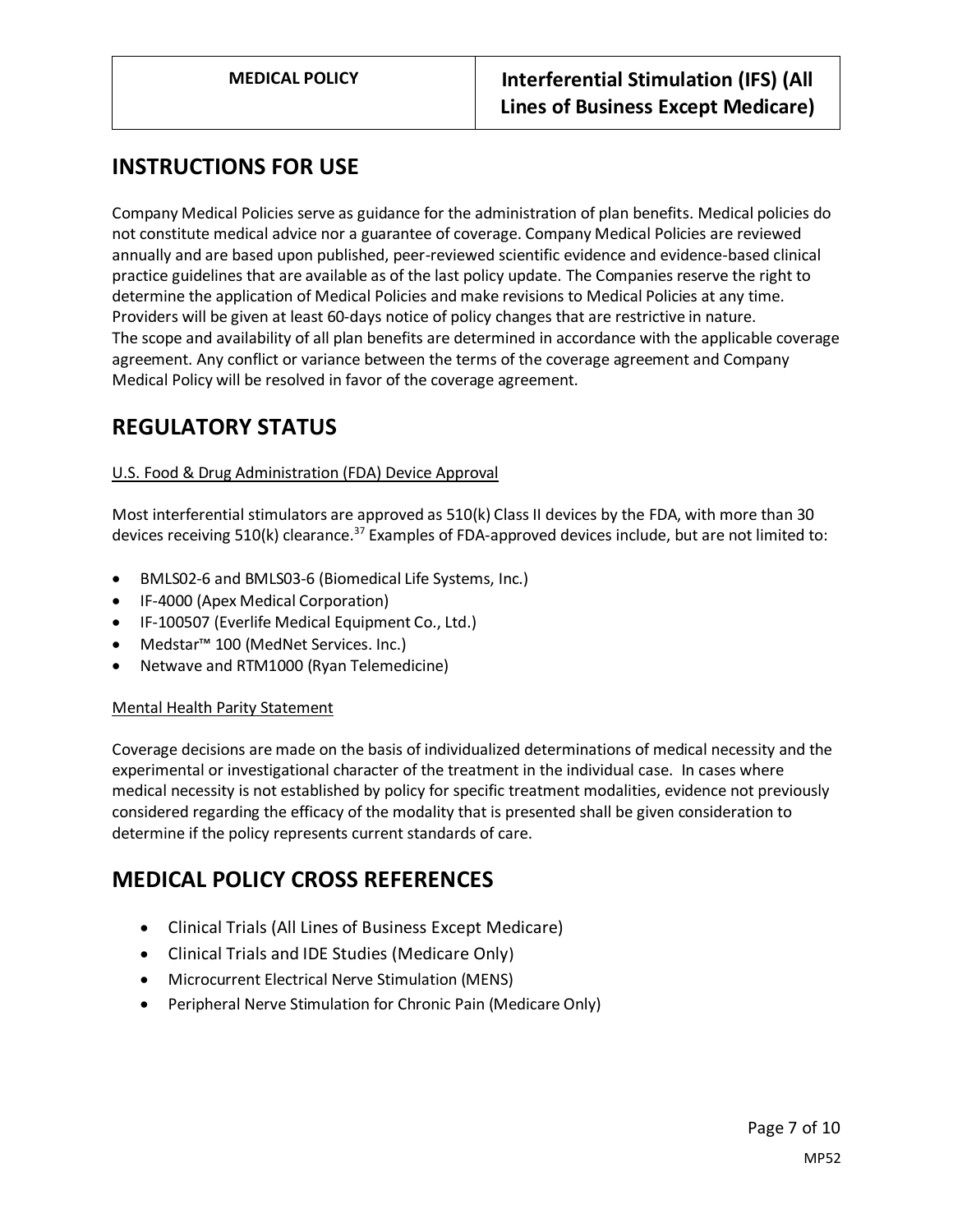## INSTRUCTIONS FOR USE

Company Medical Policies serve as guidance for the administration of plan benefits. Medical policies do not constitute medical advice nor a guarantee of coverage. Company Medical Policies are reviewed annually and are based upon published, peer-reviewed scientific evidence and evidence-based clinical practice guidelines that are available as of the last policy update. The Companies reserve the right to determine the application of Medical Policies and make revisions to Medical Policies at any time. Providers will be given at least 60-days notice of policy changes that are restrictive in nature. The scope and availability of all plan benefits are determined in accordance with the applicable coverage agreement. Any conflict or variance between the terms of the coverage agreement and Company Medical Policy will be resolved in favor of the coverage agreement.

## REGULATORY STATUS

U.S. Food & Drug Administration (FDA) Device Approval

Most interferential stimulators are approved as 510(k) Class II devices by the FDA, with more than 30 devices receiving 510(k) clearance.[37] Examples of FDA-approved devices include, but are not limited to:

- BMLS02-6 and BMLS03-6 (Biomedical Life Systems, Inc.)
- IF-4000 (Apex Medical Corporation)
- IF-100507 (Everlife Medical Equipment Co., Ltd.)
- Medstar™ 100 (MedNet Services. Inc.)
- Netwave and RTM1000 (Ryan Telemedicine)

Mental Health Parity Statement

Coverage decisions are made on the basis of individualized determinations of medical necessity and the experimental or investigational character of the treatment in the individual case. In cases where medical necessity is not established by policy for specific treatment modalities, evidence not previously considered regarding the efficacy of the modality that is presented shall be given consideration to determine if the policy represents current standards of care.

## MEDICAL POLICY CROSS REFERENCES

- Clinical Trials (All Lines of Business Except Medicare)
- Clinical Trials and IDE Studies (Medicare Only)
- Microcurrent Electrical Nerve Stimulation (MENS)
- Peripheral Nerve Stimulation for Chronic Pain (Medicare Only)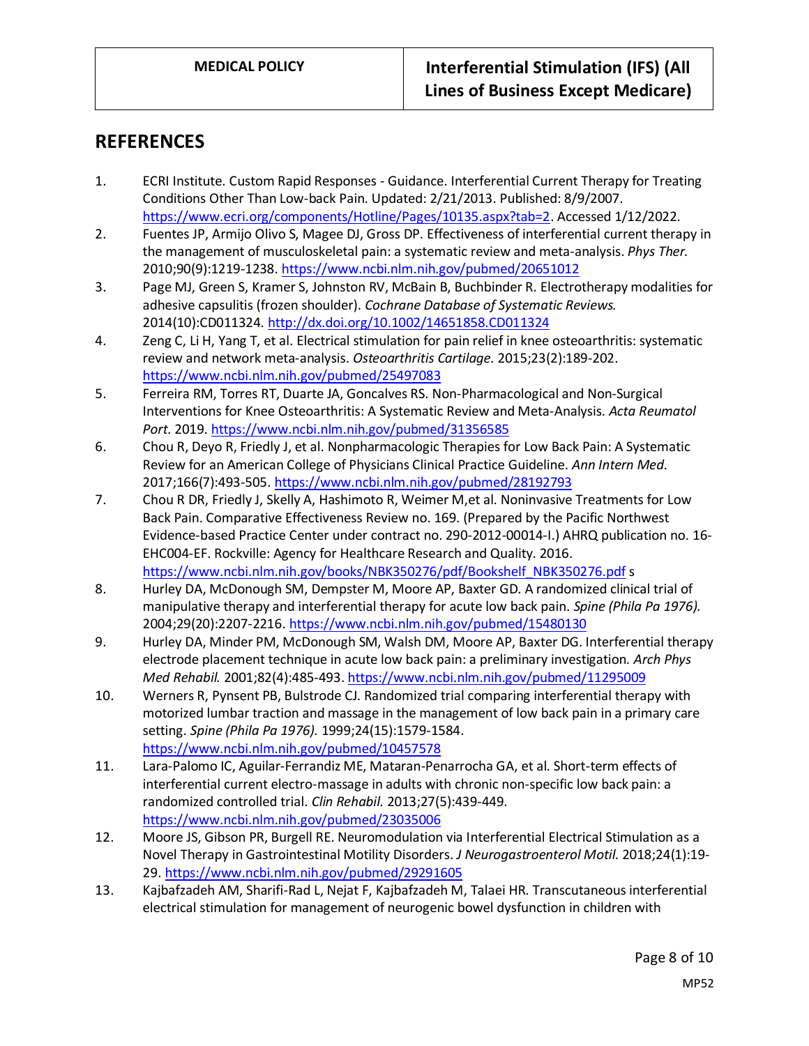## REFERENCES

1. ECRI Institute. Custom Rapid Responses - Guidance. Interferential Current Therapy for Treating Conditions Other Than Low-back Pain. Updated: 2/21/2013. Published: 8/9/2007. https://www.ecri.org/components/Hotline/Pages/10135.aspx?tab=2. Accessed 1/12/2022.
2. Fuentes JP, Armijo Olivo S, Magee DJ, Gross DP. Effectiveness of interferential current therapy in the management of musculoskeletal pain: a systematic review and meta-analysis. *Phys Ther.* 2010;90(9):1219-1238. https://www.ncbi.nlm.nih.gov/pubmed/20651012
3. Page MJ, Green S, Kramer S, Johnston RV, McBain B, Buchbinder R. Electrotherapy modalities for adhesive capsulitis (frozen shoulder). *Cochrane Database of Systematic Reviews.* 2014(10):CD011324. http://dx.doi.org/10.1002/14651858.CD011324
4. Zeng C, Li H, Yang T, et al. Electrical stimulation for pain relief in knee osteoarthritis: systematic review and network meta-analysis. *Osteoarthritis Cartilage.* 2015;23(2):189-202. https://www.ncbi.nlm.nih.gov/pubmed/25497083
5. Ferreira RM, Torres RT, Duarte JA, Goncalves RS. Non-Pharmacological and Non-Surgical Interventions for Knee Osteoarthritis: A Systematic Review and Meta-Analysis. *Acta Reumatol Port.* 2019. https://www.ncbi.nlm.nih.gov/pubmed/31356585
6. Chou R, Deyo R, Friedly J, et al. Nonpharmacologic Therapies for Low Back Pain: A Systematic Review for an American College of Physicians Clinical Practice Guideline. *Ann Intern Med.* 2017;166(7):493-505. https://www.ncbi.nlm.nih.gov/pubmed/28192793
7. Chou R DR, Friedly J, Skelly A, Hashimoto R, Weimer M,et al. Noninvasive Treatments for Low Back Pain. Comparative Effectiveness Review no. 169. (Prepared by the Pacific Northwest Evidence-based Practice Center under contract no. 290-2012-00014-I.) AHRQ publication no. 16-EHC004-EF. Rockville: Agency for Healthcare Research and Quality. 2016. https://www.ncbi.nlm.nih.gov/books/NBK350276/pdf/Bookshelf_NBK350276.pdf s
8. Hurley DA, McDonough SM, Dempster M, Moore AP, Baxter GD. A randomized clinical trial of manipulative therapy and interferential therapy for acute low back pain. *Spine (Phila Pa 1976).* 2004;29(20):2207-2216. https://www.ncbi.nlm.nih.gov/pubmed/15480130
9. Hurley DA, Minder PM, McDonough SM, Walsh DM, Moore AP, Baxter DG. Interferential therapy electrode placement technique in acute low back pain: a preliminary investigation. *Arch Phys Med Rehabil.* 2001;82(4):485-493. https://www.ncbi.nlm.nih.gov/pubmed/11295009
10. Werners R, Pynsent PB, Bulstrode CJ. Randomized trial comparing interferential therapy with motorized lumbar traction and massage in the management of low back pain in a primary care setting. *Spine (Phila Pa 1976).* 1999;24(15):1579-1584. https://www.ncbi.nlm.nih.gov/pubmed/10457578
11. Lara-Palomo IC, Aguilar-Ferrandiz ME, Mataran-Penarrocha GA, et al. Short-term effects of interferential current electro-massage in adults with chronic non-specific low back pain: a randomized controlled trial. *Clin Rehabil.* 2013;27(5):439-449. https://www.ncbi.nlm.nih.gov/pubmed/23035006
12. Moore JS, Gibson PR, Burgell RE. Neuromodulation via Interferential Electrical Stimulation as a Novel Therapy in Gastrointestinal Motility Disorders. *J Neurogastroenterol Motil.* 2018;24(1):19-29. https://www.ncbi.nlm.nih.gov/pubmed/29291605
13. Kajbafzadeh AM, Sharifi-Rad L, Nejat F, Kajbafzadeh M, Talaei HR. Transcutaneous interferential electrical stimulation for management of neurogenic bowel dysfunction in children with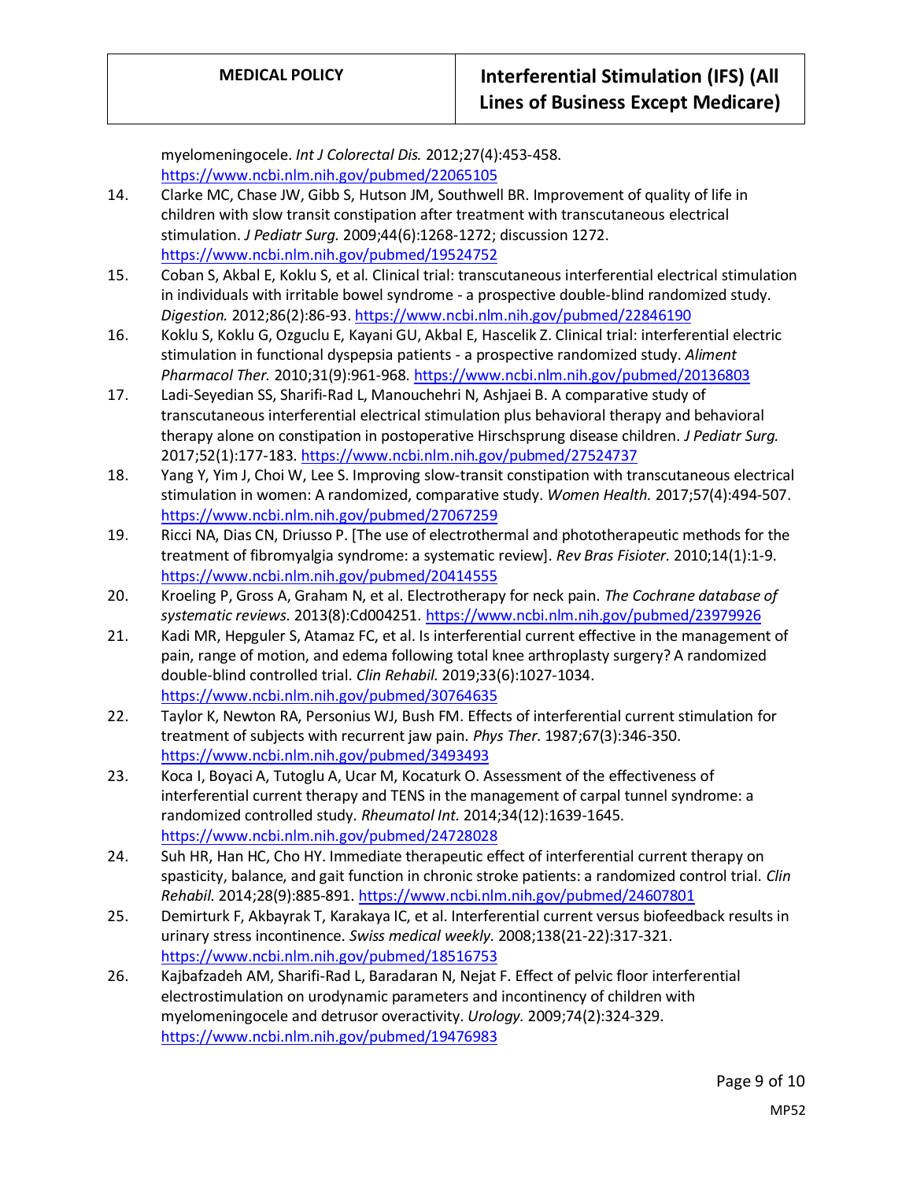myelomeningocele. *Int J Colorectal Dis.* 2012;27(4):453-458. https://www.ncbi.nlm.nih.gov/pubmed/22065105

14. Clarke MC, Chase JW, Gibb S, Hutson JM, Southwell BR. Improvement of quality of life in children with slow transit constipation after treatment with transcutaneous electrical stimulation. *J Pediatr Surg.* 2009;44(6):1268-1272; discussion 1272. https://www.ncbi.nlm.nih.gov/pubmed/19524752
15. Coban S, Akbal E, Koklu S, et al. Clinical trial: transcutaneous interferential electrical stimulation in individuals with irritable bowel syndrome - a prospective double-blind randomized study. *Digestion.* 2012;86(2):86-93. https://www.ncbi.nlm.nih.gov/pubmed/22846190
16. Koklu S, Koklu G, Ozguclu E, Kayani GU, Akbal E, Hascelik Z. Clinical trial: interferential electric stimulation in functional dyspepsia patients - a prospective randomized study. *Aliment Pharmacol Ther.* 2010;31(9):961-968. https://www.ncbi.nlm.nih.gov/pubmed/20136803
17. Ladi-Seyedian SS, Sharifi-Rad L, Manouchehri N, Ashjaei B. A comparative study of transcutaneous interferential electrical stimulation plus behavioral therapy and behavioral therapy alone on constipation in postoperative Hirschsprung disease children. *J Pediatr Surg.* 2017;52(1):177-183. https://www.ncbi.nlm.nih.gov/pubmed/27524737
18. Yang Y, Yim J, Choi W, Lee S. Improving slow-transit constipation with transcutaneous electrical stimulation in women: A randomized, comparative study. *Women Health.* 2017;57(4):494-507. https://www.ncbi.nlm.nih.gov/pubmed/27067259
19. Ricci NA, Dias CN, Driusso P. [The use of electrothermal and phototherapeutic methods for the treatment of fibromyalgia syndrome: a systematic review]. *Rev Bras Fisioter.* 2010;14(1):1-9. https://www.ncbi.nlm.nih.gov/pubmed/20414555
20. Kroeling P, Gross A, Graham N, et al. Electrotherapy for neck pain. *The Cochrane database of systematic reviews.* 2013(8):Cd004251. https://www.ncbi.nlm.nih.gov/pubmed/23979926
21. Kadi MR, Hepguler S, Atamaz FC, et al. Is interferential current effective in the management of pain, range of motion, and edema following total knee arthroplasty surgery? A randomized double-blind controlled trial. *Clin Rehabil.* 2019;33(6):1027-1034. https://www.ncbi.nlm.nih.gov/pubmed/30764635
22. Taylor K, Newton RA, Personius WJ, Bush FM. Effects of interferential current stimulation for treatment of subjects with recurrent jaw pain. *Phys Ther.* 1987;67(3):346-350. https://www.ncbi.nlm.nih.gov/pubmed/3493493
23. Koca I, Boyaci A, Tutoglu A, Ucar M, Kocaturk O. Assessment of the effectiveness of interferential current therapy and TENS in the management of carpal tunnel syndrome: a randomized controlled study. *Rheumatol Int.* 2014;34(12):1639-1645. https://www.ncbi.nlm.nih.gov/pubmed/24728028
24. Suh HR, Han HC, Cho HY. Immediate therapeutic effect of interferential current therapy on spasticity, balance, and gait function in chronic stroke patients: a randomized control trial. *Clin Rehabil.* 2014;28(9):885-891. https://www.ncbi.nlm.nih.gov/pubmed/24607801
25. Demirturk F, Akbayrak T, Karakaya IC, et al. Interferential current versus biofeedback results in urinary stress incontinence. *Swiss medical weekly.* 2008;138(21-22):317-321. https://www.ncbi.nlm.nih.gov/pubmed/18516753
26. Kajbafzadeh AM, Sharifi-Rad L, Baradaran N, Nejat F. Effect of pelvic floor interferential electrostimulation on urodynamic parameters and incontinency of children with myelomeningocele and detrusor overactivity. *Urology.* 2009;74(2):324-329. https://www.ncbi.nlm.nih.gov/pubmed/19476983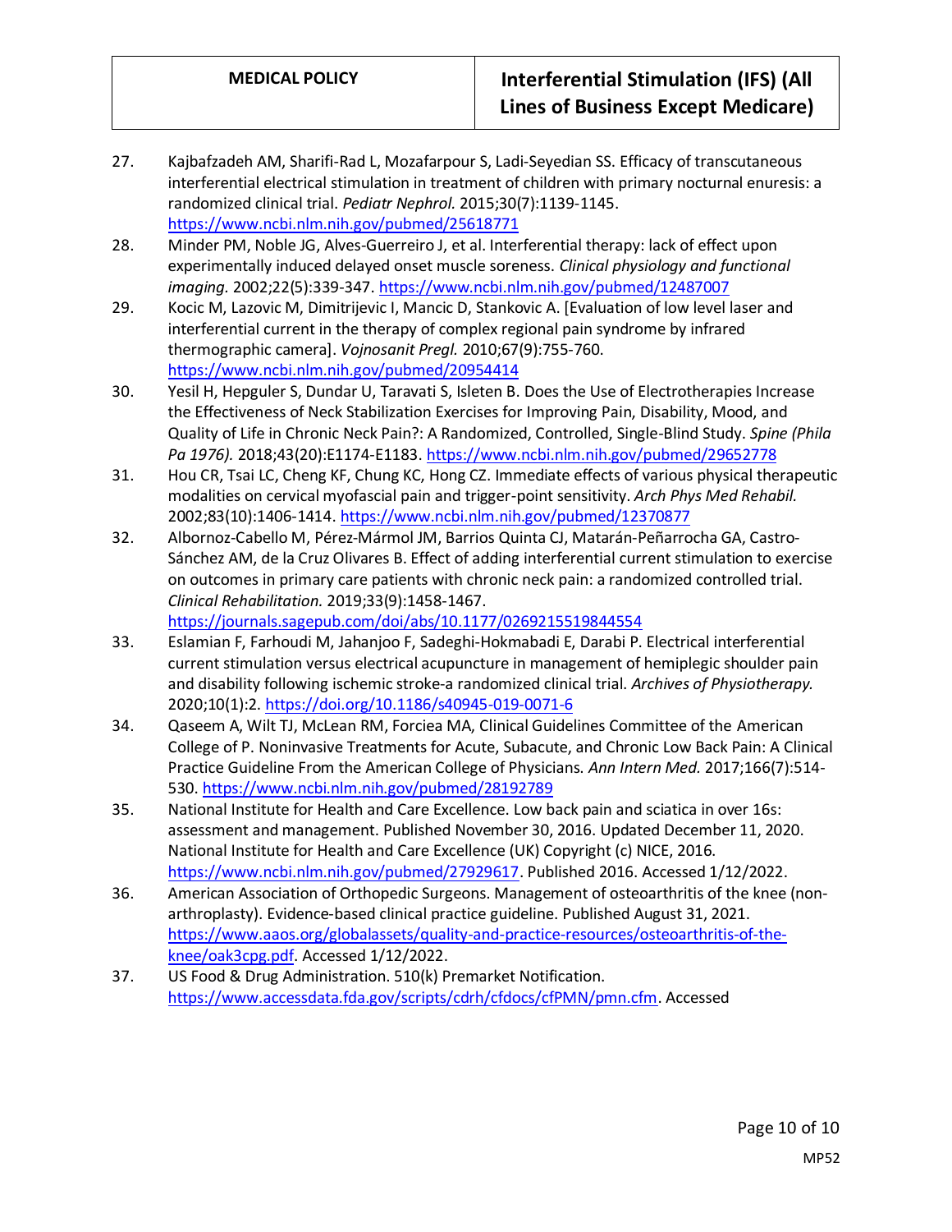27. Kajbafzadeh AM, Sharifi-Rad L, Mozafarpour S, Ladi-Seyedian SS. Efficacy of transcutaneous interferential electrical stimulation in treatment of children with primary nocturnal enuresis: a randomized clinical trial. *Pediatr Nephrol.* 2015;30(7):1139-1145. https://www.ncbi.nlm.nih.gov/pubmed/25618771
28. Minder PM, Noble JG, Alves-Guerreiro J, et al. Interferential therapy: lack of effect upon experimentally induced delayed onset muscle soreness. *Clinical physiology and functional imaging.* 2002;22(5):339-347. https://www.ncbi.nlm.nih.gov/pubmed/12487007
29. Kocic M, Lazovic M, Dimitrijevic I, Mancic D, Stankovic A. [Evaluation of low level laser and interferential current in the therapy of complex regional pain syndrome by infrared thermographic camera]. *Vojnosanit Pregl.* 2010;67(9):755-760. https://www.ncbi.nlm.nih.gov/pubmed/20954414
30. Yesil H, Hepguler S, Dundar U, Taravati S, Isleten B. Does the Use of Electrotherapies Increase the Effectiveness of Neck Stabilization Exercises for Improving Pain, Disability, Mood, and Quality of Life in Chronic Neck Pain?: A Randomized, Controlled, Single-Blind Study. *Spine (Phila Pa 1976).* 2018;43(20):E1174-E1183. https://www.ncbi.nlm.nih.gov/pubmed/29652778
31. Hou CR, Tsai LC, Cheng KF, Chung KC, Hong CZ. Immediate effects of various physical therapeutic modalities on cervical myofascial pain and trigger-point sensitivity. *Arch Phys Med Rehabil.* 2002;83(10):1406-1414. https://www.ncbi.nlm.nih.gov/pubmed/12370877
32. Albornoz-Cabello M, Pérez-Mármol JM, Barrios Quinta CJ, Matarán-Peñarrocha GA, Castro-Sánchez AM, de la Cruz Olivares B. Effect of adding interferential current stimulation to exercise on outcomes in primary care patients with chronic neck pain: a randomized controlled trial. *Clinical Rehabilitation.* 2019;33(9):1458-1467. https://journals.sagepub.com/doi/abs/10.1177/0269215519844554
33. Eslamian F, Farhoudi M, Jahanjoo F, Sadeghi-Hokmabadi E, Darabi P. Electrical interferential current stimulation versus electrical acupuncture in management of hemiplegic shoulder pain and disability following ischemic stroke-a randomized clinical trial. *Archives of Physiotherapy.* 2020;10(1):2. https://doi.org/10.1186/s40945-019-0071-6
34. Qaseem A, Wilt TJ, McLean RM, Forciea MA, Clinical Guidelines Committee of the American College of P. Noninvasive Treatments for Acute, Subacute, and Chronic Low Back Pain: A Clinical Practice Guideline From the American College of Physicians. *Ann Intern Med.* 2017;166(7):514-530. https://www.ncbi.nlm.nih.gov/pubmed/28192789
35. National Institute for Health and Care Excellence. Low back pain and sciatica in over 16s: assessment and management. Published November 30, 2016. Updated December 11, 2020. National Institute for Health and Care Excellence (UK) Copyright (c) NICE, 2016. https://www.ncbi.nlm.nih.gov/pubmed/27929617. Published 2016. Accessed 1/12/2022.
36. American Association of Orthopedic Surgeons. Management of osteoarthritis of the knee (non-arthroplasty). Evidence-based clinical practice guideline. Published August 31, 2021. https://www.aaos.org/globalassets/quality-and-practice-resources/osteoarthritis-of-the-knee/oak3cpg.pdf. Accessed 1/12/2022.
37. US Food & Drug Administration. 510(k) Premarket Notification. https://www.accessdata.fda.gov/scripts/cdrh/cfdocs/cfPMN/pmn.cfm. Accessed